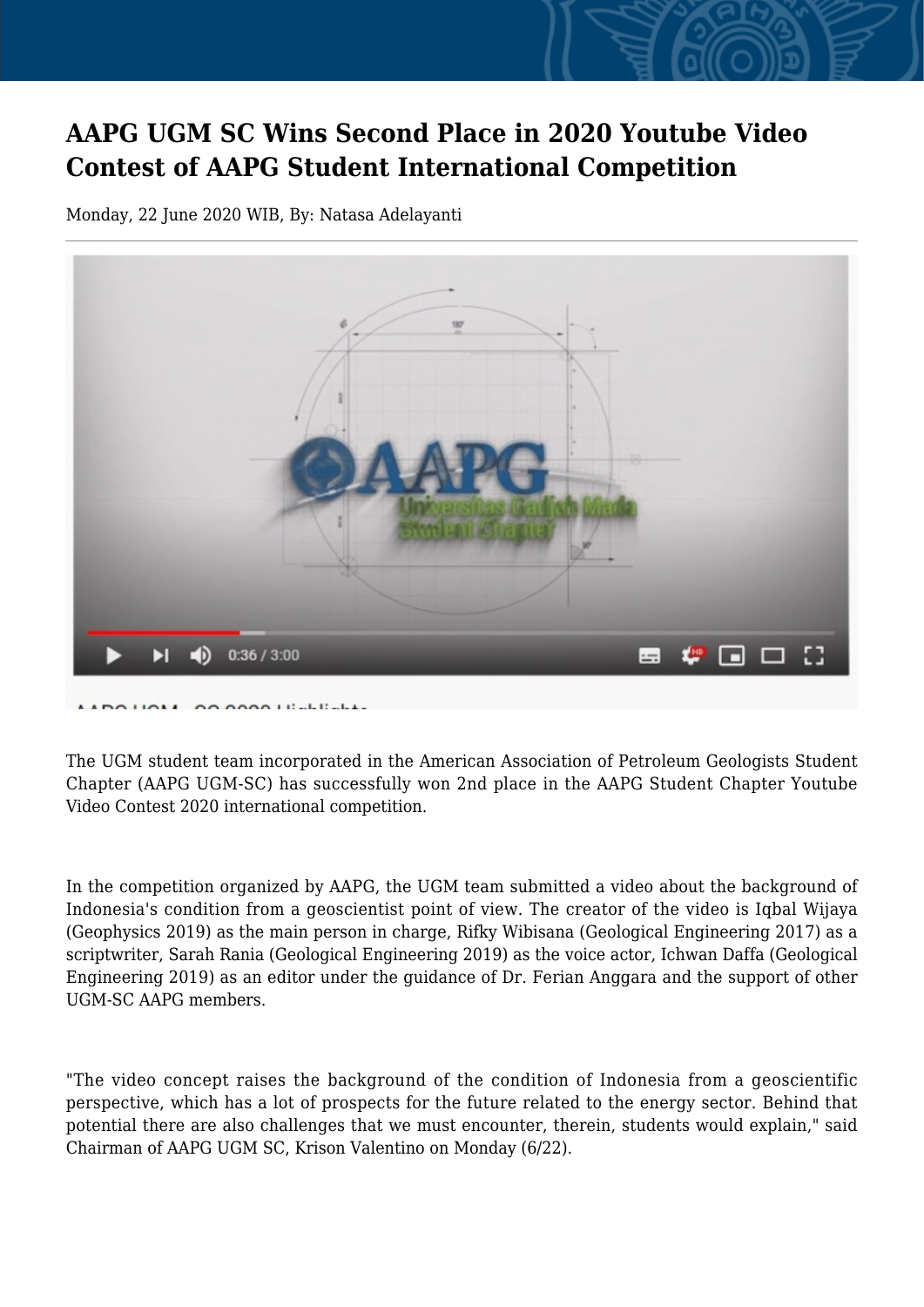# AAPG UGM SC Wins Second Place in 2020 Youtube Video Contest of AAPG Student International Competition

Monday, 22 June 2020 WIB, By: Natasa Adelayanti

The UGM student team incorporated in the American Association of Petroleum Geologists Student Chapter (AAPG UGM-SC) has successfully won 2nd place in the AAPG Student Chapter Youtube Video Contest 2020 international competition.

In the competition organized by AAPG, the UGM team submitted a video about the background of Indonesia's condition from a geoscientist point of view. The creator of the video is Iqbal Wijaya (Geophysics 2019) as the main person in charge, Rifky Wibisana (Geological Engineering 2017) as a scriptwriter, Sarah Rania (Geological Engineering 2019) as the voice actor, Ichwan Daffa (Geological Engineering 2019) as an editor under the guidance of Dr. Ferian Anggara and the support of other UGM-SC AAPG members.

"The video concept raises the background of the condition of Indonesia from a geoscientific perspective, which has a lot of prospects for the future related to the energy sector. Behind that potential there are also challenges that we must encounter, therein, students would explain," said Chairman of AAPG UGM SC, Krison Valentino on Monday (6/22).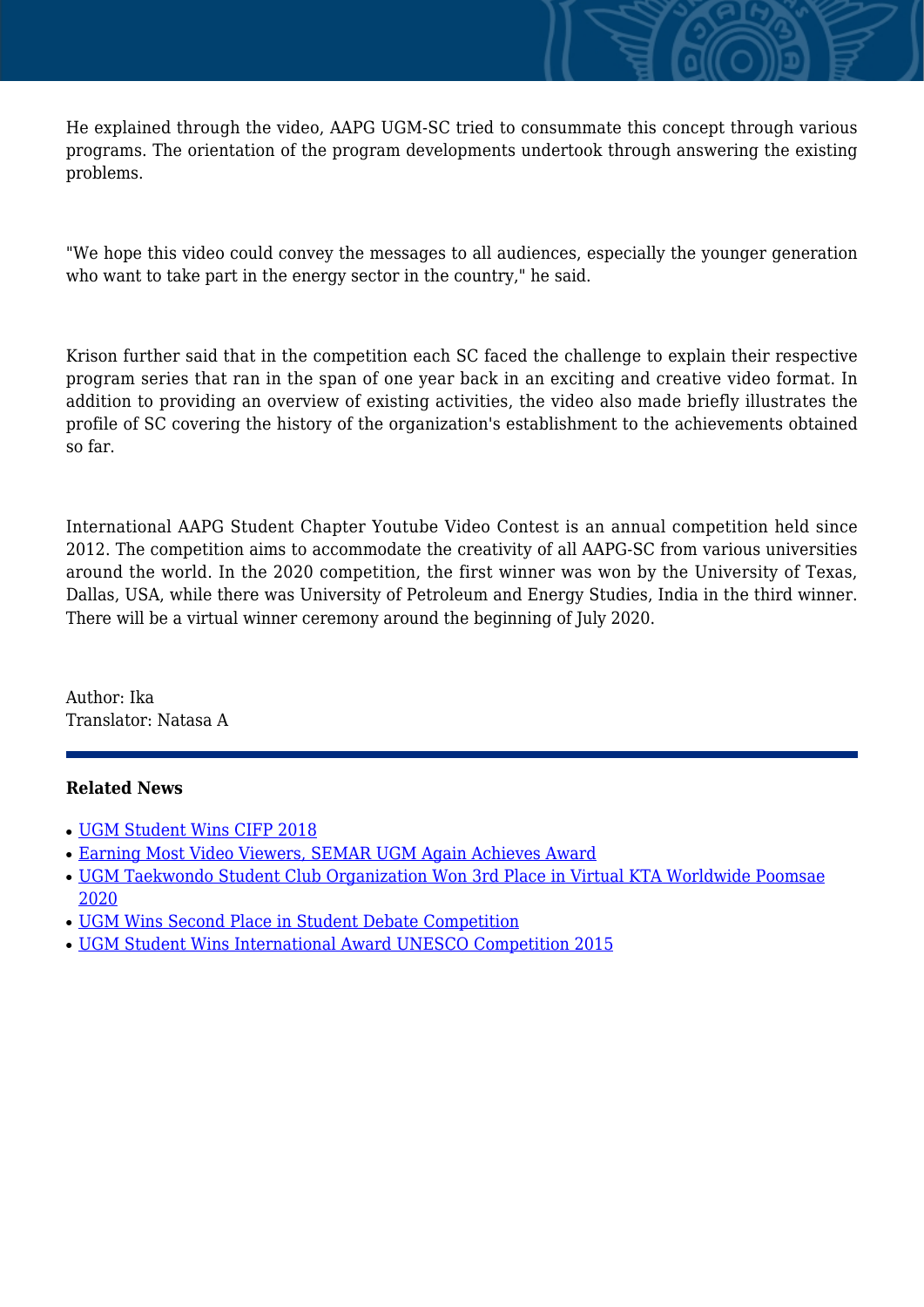He explained through the video, AAPG UGM-SC tried to consummate this concept through various programs. The orientation of the program developments undertook through answering the existing problems.

"We hope this video could convey the messages to all audiences, especially the younger generation who want to take part in the energy sector in the country," he said.

Krison further said that in the competition each SC faced the challenge to explain their respective program series that ran in the span of one year back in an exciting and creative video format. In addition to providing an overview of existing activities, the video also made briefly illustrates the profile of SC covering the history of the organization's establishment to the achievements obtained so far.

International AAPG Student Chapter Youtube Video Contest is an annual competition held since 2012. The competition aims to accommodate the creativity of all AAPG-SC from various universities around the world. In the 2020 competition, the first winner was won by the University of Texas, Dallas, USA, while there was University of Petroleum and Energy Studies, India in the third winner. There will be a virtual winner ceremony around the beginning of July 2020.

Author: Ika
Translator: Natasa A

---

**Related News**

- UGM Student Wins CIFP 2018
- Earning Most Video Viewers, SEMAR UGM Again Achieves Award
- UGM Taekwondo Student Club Organization Won 3rd Place in Virtual KTA Worldwide Poomsae 2020
- UGM Wins Second Place in Student Debate Competition
- UGM Student Wins International Award UNESCO Competition 2015